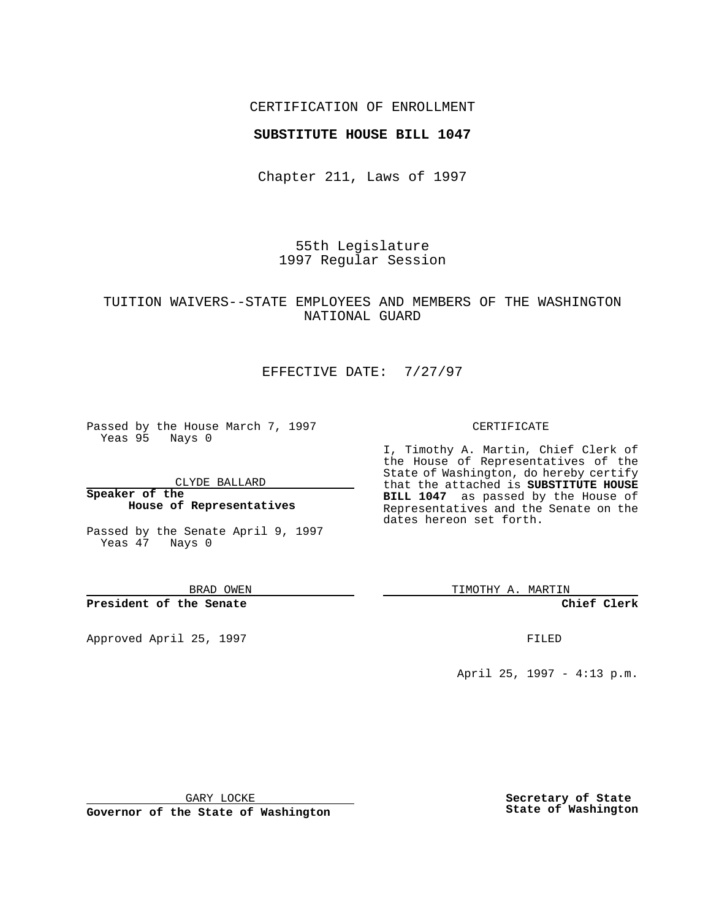CERTIFICATION OF ENROLLMENT

**SUBSTITUTE HOUSE BILL 1047**

Chapter 211, Laws of 1997

55th Legislature
1997 Regular Session

TUITION WAIVERS--STATE EMPLOYEES AND MEMBERS OF THE WASHINGTON NATIONAL GUARD

EFFECTIVE DATE: 7/27/97

Passed by the House March 7, 1997
Yeas 95 Nays 0

CLYDE BALLARD

**Speaker of the House of Representatives**

Passed by the Senate April 9, 1997
Yeas 47 Nays 0

BRAD OWEN

**President of the Senate**

Approved April 25, 1997

GARY LOCKE

**Governor of the State of Washington**

CERTIFICATE

I, Timothy A. Martin, Chief Clerk of the House of Representatives of the State of Washington, do hereby certify that the attached is **SUBSTITUTE HOUSE BILL 1047** as passed by the House of Representatives and the Senate on the dates hereon set forth.

TIMOTHY A. MARTIN

**Chief Clerk**

FILED

April 25, 1997 - 4:13 p.m.

**Secretary of State State of Washington**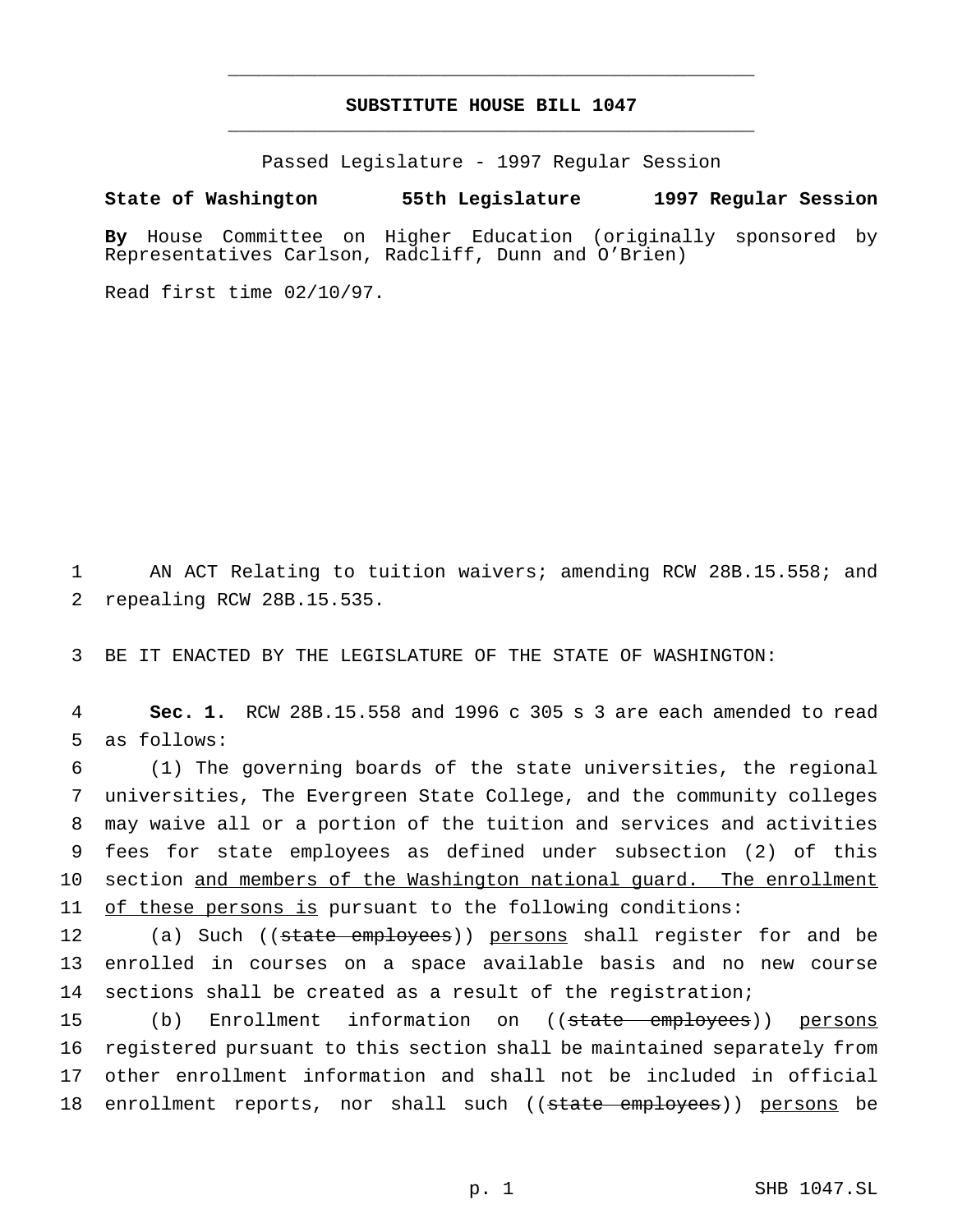# SUBSTITUTE HOUSE BILL 1047

Passed Legislature - 1997 Regular Session

**State of Washington 55th Legislature 1997 Regular Session**

**By** House Committee on Higher Education (originally sponsored by Representatives Carlson, Radcliff, Dunn and O'Brien)

Read first time 02/10/97.

AN ACT Relating to tuition waivers; amending RCW 28B.15.558; and repealing RCW 28B.15.535.

BE IT ENACTED BY THE LEGISLATURE OF THE STATE OF WASHINGTON:

**Sec. 1.** RCW 28B.15.558 and 1996 c 305 s 3 are each amended to read as follows:

(1) The governing boards of the state universities, the regional universities, The Evergreen State College, and the community colleges may waive all or a portion of the tuition and services and activities fees for state employees as defined under subsection (2) of this section and members of the Washington national guard. The enrollment of these persons is pursuant to the following conditions:

(a) Such ((~~state employees~~)) persons shall register for and be enrolled in courses on a space available basis and no new course sections shall be created as a result of the registration;

(b) Enrollment information on ((~~state employees~~)) persons registered pursuant to this section shall be maintained separately from other enrollment information and shall not be included in official enrollment reports, nor shall such ((~~state employees~~)) persons be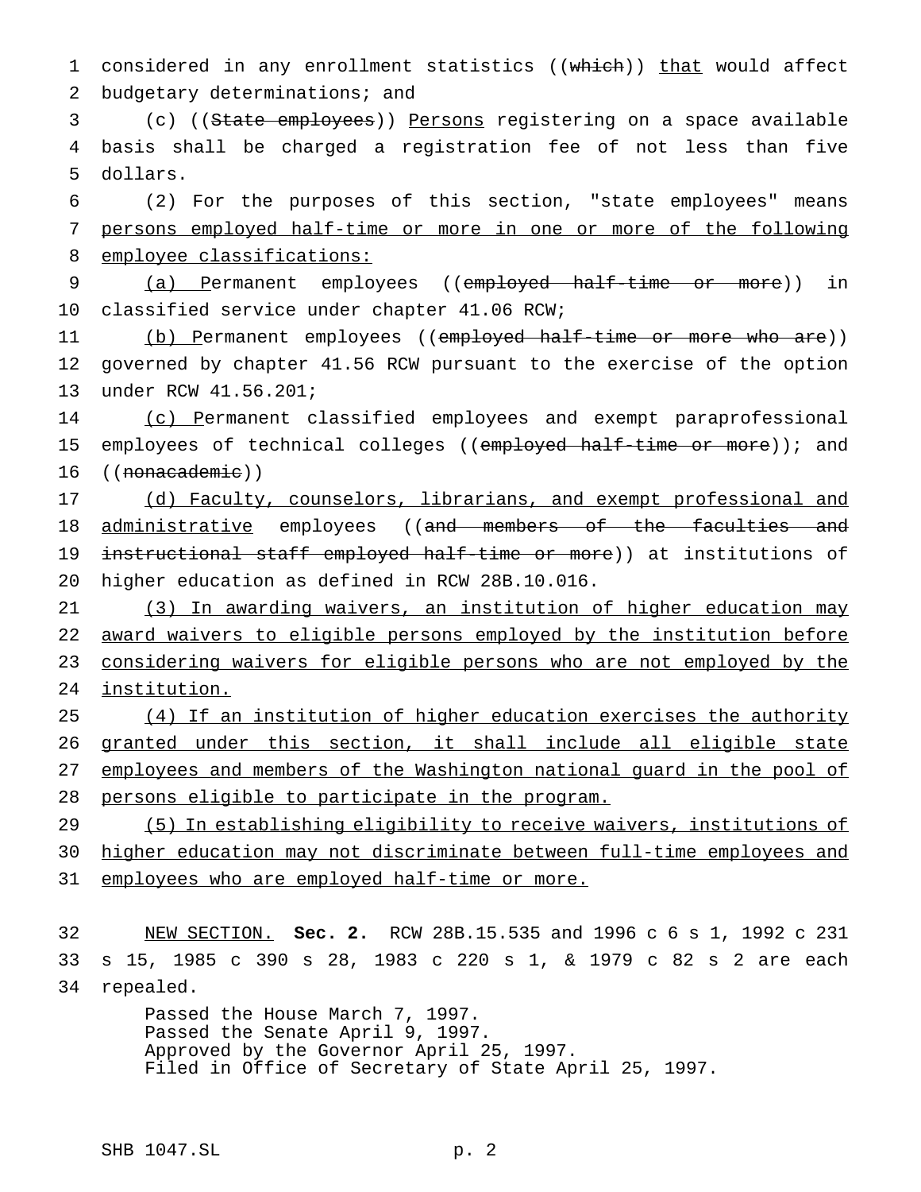considered in any enrollment statistics ((~~which~~)) <u>that</u> would affect budgetary determinations; and

(c) ((~~State employees~~)) <u>Persons</u> registering on a space available basis shall be charged a registration fee of not less than five dollars.

(2) For the purposes of this section, "state employees" means <u>persons employed half-time or more in one or more of the following employee classifications:</u>

<u>(a) P</u>ermanent employees ((~~employed half-time or more~~)) in classified service under chapter 41.06 RCW;

<u>(b) P</u>ermanent employees ((~~employed half-time or more who are~~)) governed by chapter 41.56 RCW pursuant to the exercise of the option under RCW 41.56.201;

<u>(c) P</u>ermanent classified employees and exempt paraprofessional employees of technical colleges ((~~employed half-time or more~~)); and ((~~nonacademic~~))

<u>(d) Faculty, counselors, librarians, and exempt professional and administrative</u> employees ((~~and members of the faculties and instructional staff employed half-time or more~~)) at institutions of higher education as defined in RCW 28B.10.016.

<u>(3) In awarding waivers, an institution of higher education may award waivers to eligible persons employed by the institution before considering waivers for eligible persons who are not employed by the institution.</u>

<u>(4) If an institution of higher education exercises the authority granted under this section, it shall include all eligible state employees and members of the Washington national guard in the pool of persons eligible to participate in the program.</u>

<u>(5) In establishing eligibility to receive waivers, institutions of higher education may not discriminate between full-time employees and employees who are employed half-time or more.</u>

<u>NEW SECTION.</u> **Sec. 2.** RCW 28B.15.535 and 1996 c 6 s 1, 1992 c 231 s 15, 1985 c 390 s 28, 1983 c 220 s 1, & 1979 c 82 s 2 are each repealed.

Passed the House March 7, 1997.
Passed the Senate April 9, 1997.
Approved by the Governor April 25, 1997.
Filed in Office of Secretary of State April 25, 1997.